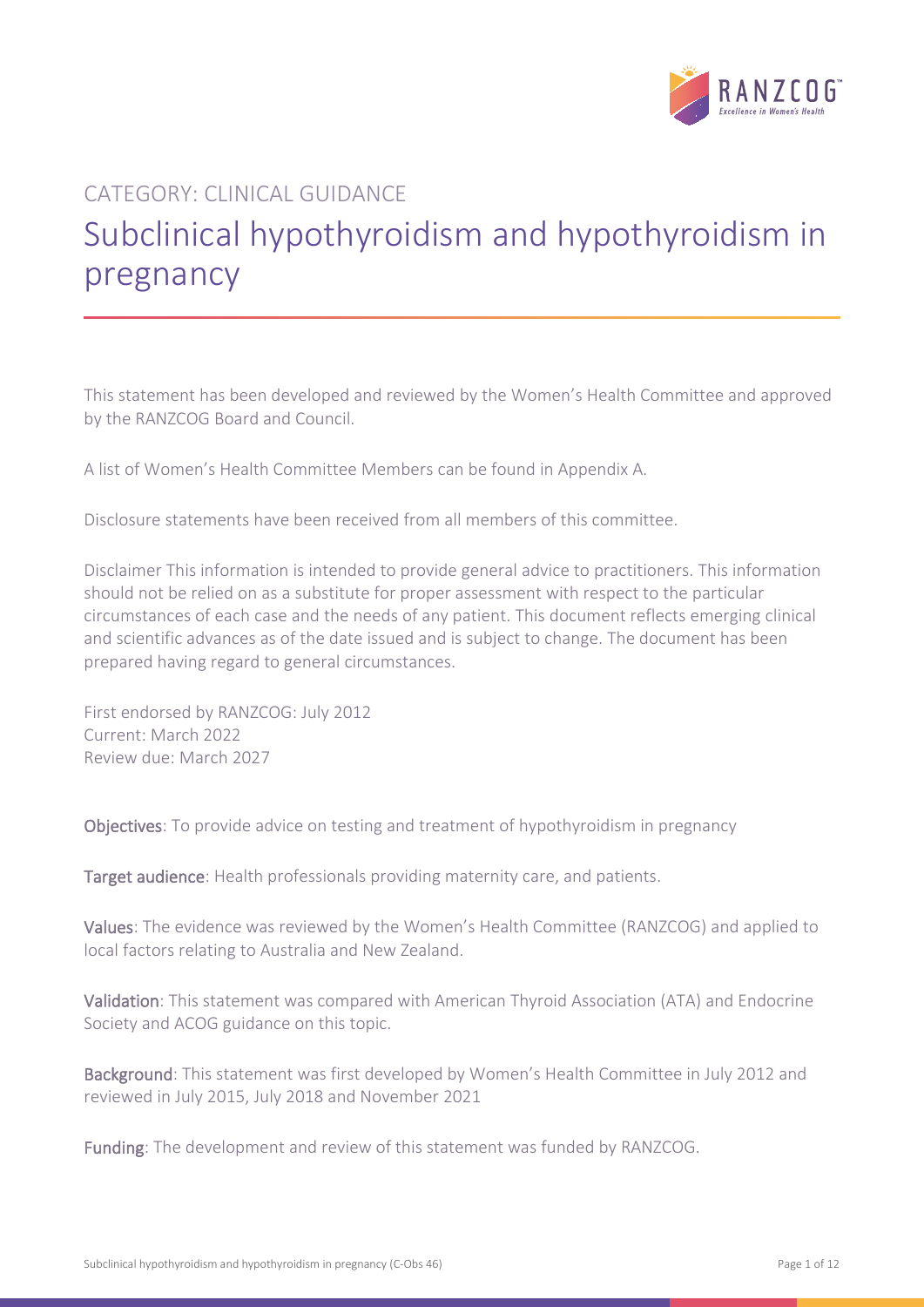CATEGORY: CLINICAL GUIDANCE

# Subclinical hypothyroidism and hypothyroidism in pregnancy

This statement has been developed and reviewed by the Women's Health Committee and approved by the RANZCOG Board and Council.

A list of Women's Health Committee Members can be found in Appendix A.

Disclosure statements have been received from all members of this committee.

Disclaimer This information is intended to provide general advice to practitioners. This information should not be relied on as a substitute for proper assessment with respect to the particular circumstances of each case and the needs of any patient. This document reflects emerging clinical and scientific advances as of the date issued and is subject to change. The document has been prepared having regard to general circumstances.

First endorsed by RANZCOG: July 2012
Current: March 2022
Review due: March 2027

**Objectives**: To provide advice on testing and treatment of hypothyroidism in pregnancy

**Target audience**: Health professionals providing maternity care, and patients.

**Values**: The evidence was reviewed by the Women's Health Committee (RANZCOG) and applied to local factors relating to Australia and New Zealand.

**Validation**: This statement was compared with American Thyroid Association (ATA) and Endocrine Society and ACOG guidance on this topic.

**Background**: This statement was first developed by Women's Health Committee in July 2012 and reviewed in July 2015, July 2018 and November 2021

**Funding**: The development and review of this statement was funded by RANZCOG.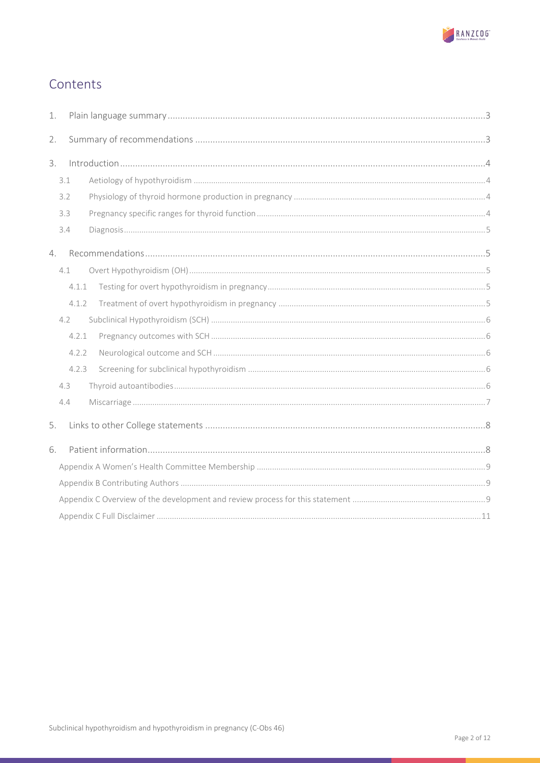# Contents

1. Plain language summary .......... 3
2. Summary of recommendations .......... 3
3. Introduction .......... 4
   - 3.1 Aetiology of hypothyroidism .......... 4
   - 3.2 Physiology of thyroid hormone production in pregnancy .......... 4
   - 3.3 Pregnancy specific ranges for thyroid function .......... 4
   - 3.4 Diagnosis .......... 5
4. Recommendations .......... 5
   - 4.1 Overt Hypothyroidism (OH) .......... 5
     - 4.1.1 Testing for overt hypothyroidism in pregnancy .......... 5
     - 4.1.2 Treatment of overt hypothyroidism in pregnancy .......... 5
   - 4.2 Subclinical Hypothyroidism (SCH) .......... 6
     - 4.2.1 Pregnancy outcomes with SCH .......... 6
     - 4.2.2 Neurological outcome and SCH .......... 6
     - 4.2.3 Screening for subclinical hypothyroidism .......... 6
   - 4.3 Thyroid autoantibodies .......... 6
   - 4.4 Miscarriage .......... 7
5. Links to other College statements .......... 8
6. Patient information .......... 8
   - Appendix A Women's Health Committee Membership .......... 9
   - Appendix B Contributing Authors .......... 9
   - Appendix C Overview of the development and review process for this statement .......... 9
   - Appendix C Full Disclaimer .......... 11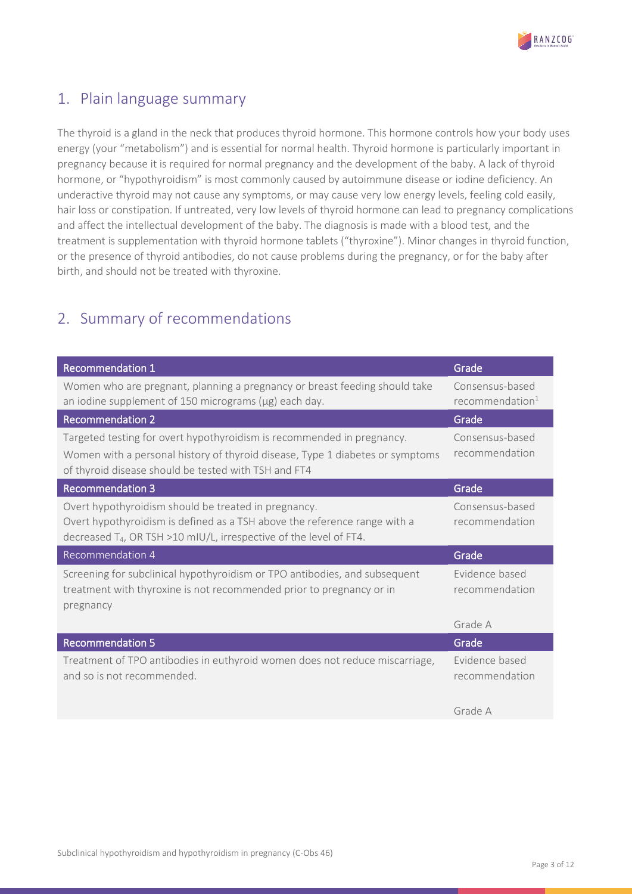## 1. Plain language summary

The thyroid is a gland in the neck that produces thyroid hormone. This hormone controls how your body uses energy (your "metabolism") and is essential for normal health. Thyroid hormone is particularly important in pregnancy because it is required for normal pregnancy and the development of the baby. A lack of thyroid hormone, or "hypothyroidism" is most commonly caused by autoimmune disease or iodine deficiency. An underactive thyroid may not cause any symptoms, or may cause very low energy levels, feeling cold easily, hair loss or constipation. If untreated, very low levels of thyroid hormone can lead to pregnancy complications and affect the intellectual development of the baby. The diagnosis is made with a blood test, and the treatment is supplementation with thyroid hormone tablets ("thyroxine"). Minor changes in thyroid function, or the presence of thyroid antibodies, do not cause problems during the pregnancy, or for the baby after birth, and should not be treated with thyroxine.

## 2. Summary of recommendations

| Recommendation 1 | Grade |
|---|---|
| Women who are pregnant, planning a pregnancy or breast feeding should take an iodine supplement of 150 micrograms (μg) each day. | Consensus-based recommendation[1] |
| **Recommendation 2** | **Grade** |
| Targeted testing for overt hypothyroidism is recommended in pregnancy.<br>Women with a personal history of thyroid disease, Type 1 diabetes or symptoms of thyroid disease should be tested with TSH and FT4 | Consensus-based recommendation |
| **Recommendation 3** | **Grade** |
| Overt hypothyroidism should be treated in pregnancy.<br>Overt hypothyroidism is defined as a TSH above the reference range with a decreased $T_4$, OR TSH >10 mIU/L, irrespective of the level of FT4. | Consensus-based recommendation |
| **Recommendation 4** | **Grade** |
| Screening for subclinical hypothyroidism or TPO antibodies, and subsequent treatment with thyroxine is not recommended prior to pregnancy or in pregnancy | Evidence based recommendation<br><br>Grade A |
| **Recommendation 5** | **Grade** |
| Treatment of TPO antibodies in euthyroid women does not reduce miscarriage, and so is not recommended. | Evidence based recommendation<br><br>Grade A |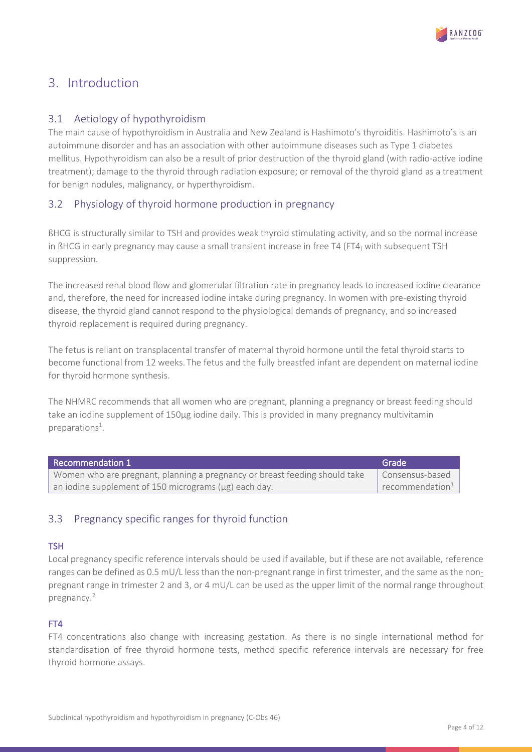## 3. Introduction

### 3.1 Aetiology of hypothyroidism

The main cause of hypothyroidism in Australia and New Zealand is Hashimoto's thyroiditis. Hashimoto's is an autoimmune disorder and has an association with other autoimmune diseases such as Type 1 diabetes mellitus. Hypothyroidism can also be a result of prior destruction of the thyroid gland (with radio-active iodine treatment); damage to the thyroid through radiation exposure; or removal of the thyroid gland as a treatment for benign nodules, malignancy, or hyperthyroidism.

### 3.2 Physiology of thyroid hormone production in pregnancy

ßHCG is structurally similar to TSH and provides weak thyroid stimulating activity, and so the normal increase in ßHCG in early pregnancy may cause a small transient increase in free T4 (FT4) with subsequent TSH suppression.

The increased renal blood flow and glomerular filtration rate in pregnancy leads to increased iodine clearance and, therefore, the need for increased iodine intake during pregnancy. In women with pre-existing thyroid disease, the thyroid gland cannot respond to the physiological demands of pregnancy, and so increased thyroid replacement is required during pregnancy.

The fetus is reliant on transplacental transfer of maternal thyroid hormone until the fetal thyroid starts to become functional from 12 weeks. The fetus and the fully breastfed infant are dependent on maternal iodine for thyroid hormone synthesis.

The NHMRC recommends that all women who are pregnant, planning a pregnancy or breast feeding should take an iodine supplement of 150µg iodine daily. This is provided in many pregnancy multivitamin preparations[1].

| Recommendation 1 | Grade |
|---|---|
| Women who are pregnant, planning a pregnancy or breast feeding should take an iodine supplement of 150 micrograms (µg) each day. | Consensus-based recommendation[1] |

### 3.3 Pregnancy specific ranges for thyroid function

#### TSH

Local pregnancy specific reference intervals should be used if available, but if these are not available, reference ranges can be defined as 0.5 mU/L less than the non-pregnant range in first trimester, and the same as the non-pregnant range in trimester 2 and 3, or 4 mU/L can be used as the upper limit of the normal range throughout pregnancy.[2]

#### FT4

FT4 concentrations also change with increasing gestation. As there is no single international method for standardisation of free thyroid hormone tests, method specific reference intervals are necessary for free thyroid hormone assays.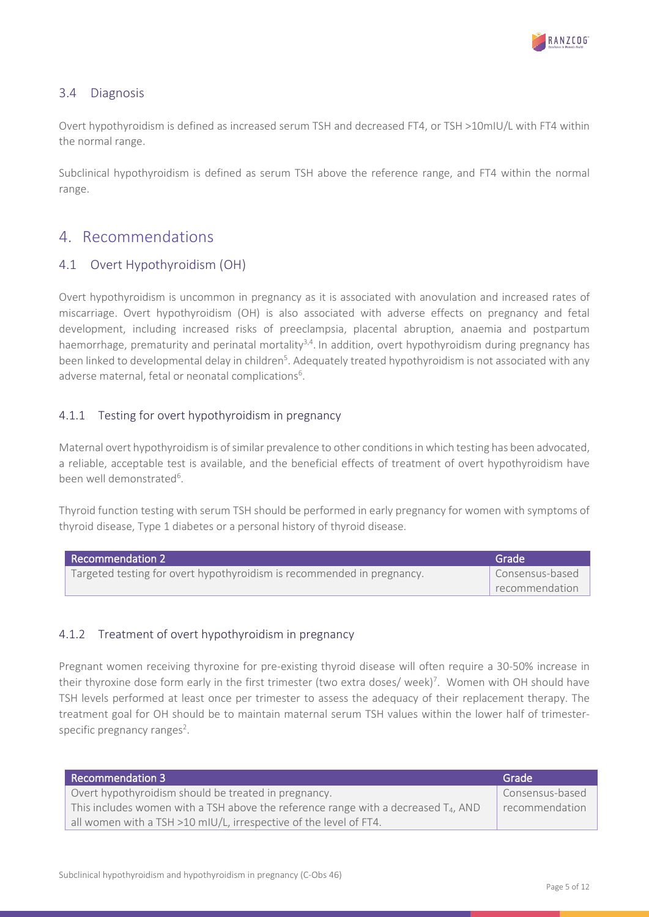### 3.4 Diagnosis

Overt hypothyroidism is defined as increased serum TSH and decreased FT4, or TSH >10mIU/L with FT4 within the normal range.

Subclinical hypothyroidism is defined as serum TSH above the reference range, and FT4 within the normal range.

## 4. Recommendations

### 4.1 Overt Hypothyroidism (OH)

Overt hypothyroidism is uncommon in pregnancy as it is associated with anovulation and increased rates of miscarriage. Overt hypothyroidism (OH) is also associated with adverse effects on pregnancy and fetal development, including increased risks of preeclampsia, placental abruption, anaemia and postpartum haemorrhage, prematurity and perinatal mortality[3,4]. In addition, overt hypothyroidism during pregnancy has been linked to developmental delay in children[5]. Adequately treated hypothyroidism is not associated with any adverse maternal, fetal or neonatal complications[6].

#### 4.1.1 Testing for overt hypothyroidism in pregnancy

Maternal overt hypothyroidism is of similar prevalence to other conditions in which testing has been advocated, a reliable, acceptable test is available, and the beneficial effects of treatment of overt hypothyroidism have been well demonstrated[6].

Thyroid function testing with serum TSH should be performed in early pregnancy for women with symptoms of thyroid disease, Type 1 diabetes or a personal history of thyroid disease.

| Recommendation 2 | Grade |
|---|---|
| Targeted testing for overt hypothyroidism is recommended in pregnancy. | Consensus-based recommendation |

#### 4.1.2 Treatment of overt hypothyroidism in pregnancy

Pregnant women receiving thyroxine for pre-existing thyroid disease will often require a 30-50% increase in their thyroxine dose form early in the first trimester (two extra doses/ week)[7]. Women with OH should have TSH levels performed at least once per trimester to assess the adequacy of their replacement therapy. The treatment goal for OH should be to maintain maternal serum TSH values within the lower half of trimester-specific pregnancy ranges[2].

| Recommendation 3 | Grade |
|---|---|
| Overt hypothyroidism should be treated in pregnancy.<br>This includes women with a TSH above the reference range with a decreased $T_4$, AND all women with a TSH >10 mIU/L, irrespective of the level of FT4. | Consensus-based recommendation |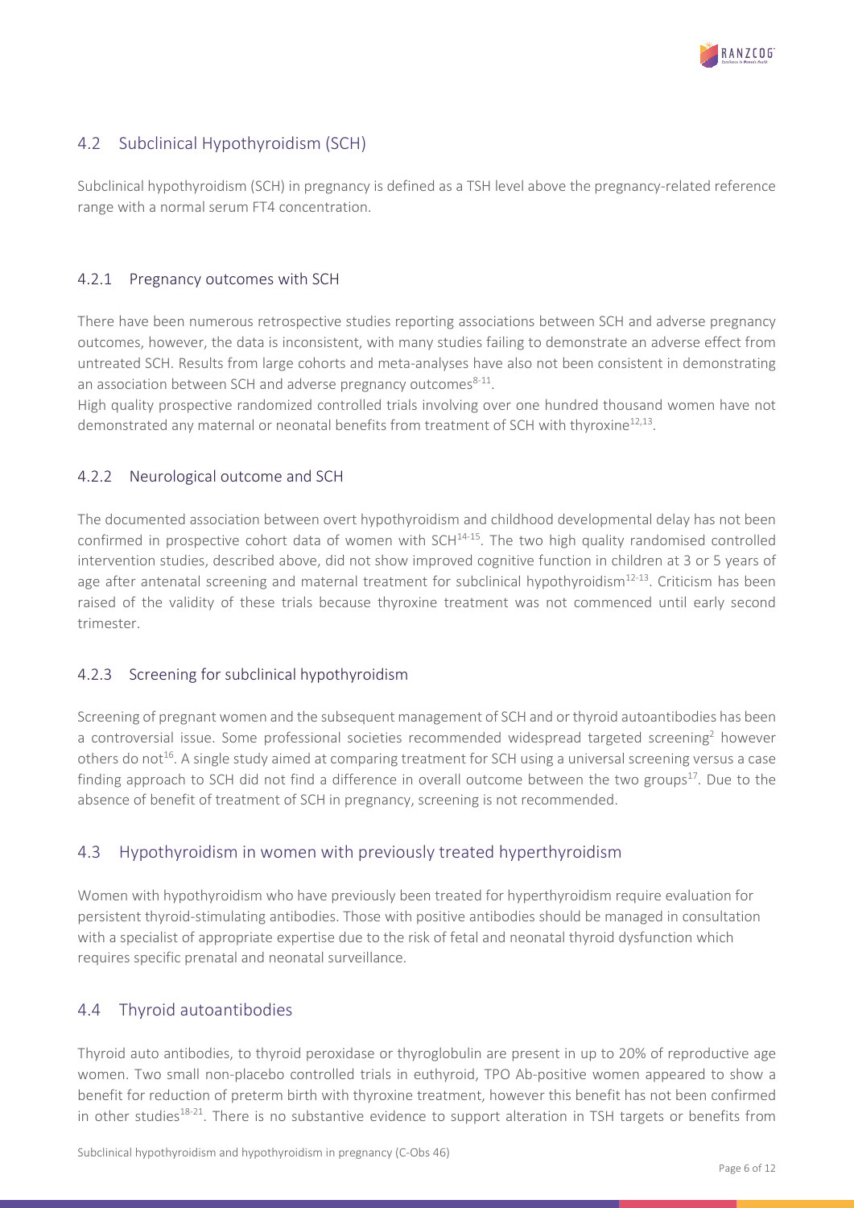## 4.2 Subclinical Hypothyroidism (SCH)

Subclinical hypothyroidism (SCH) in pregnancy is defined as a TSH level above the pregnancy-related reference range with a normal serum FT4 concentration.

### 4.2.1 Pregnancy outcomes with SCH

There have been numerous retrospective studies reporting associations between SCH and adverse pregnancy outcomes, however, the data is inconsistent, with many studies failing to demonstrate an adverse effect from untreated SCH. Results from large cohorts and meta-analyses have also not been consistent in demonstrating an association between SCH and adverse pregnancy outcomes[8-11].

High quality prospective randomized controlled trials involving over one hundred thousand women have not demonstrated any maternal or neonatal benefits from treatment of SCH with thyroxine[12,13].

### 4.2.2 Neurological outcome and SCH

The documented association between overt hypothyroidism and childhood developmental delay has not been confirmed in prospective cohort data of women with SCH[14-15]. The two high quality randomised controlled intervention studies, described above, did not show improved cognitive function in children at 3 or 5 years of age after antenatal screening and maternal treatment for subclinical hypothyroidism[12-13]. Criticism has been raised of the validity of these trials because thyroxine treatment was not commenced until early second trimester.

### 4.2.3 Screening for subclinical hypothyroidism

Screening of pregnant women and the subsequent management of SCH and or thyroid autoantibodies has been a controversial issue. Some professional societies recommended widespread targeted screening[2] however others do not[16]. A single study aimed at comparing treatment for SCH using a universal screening versus a case finding approach to SCH did not find a difference in overall outcome between the two groups[17]. Due to the absence of benefit of treatment of SCH in pregnancy, screening is not recommended.

## 4.3 Hypothyroidism in women with previously treated hyperthyroidism

Women with hypothyroidism who have previously been treated for hyperthyroidism require evaluation for persistent thyroid-stimulating antibodies. Those with positive antibodies should be managed in consultation with a specialist of appropriate expertise due to the risk of fetal and neonatal thyroid dysfunction which requires specific prenatal and neonatal surveillance.

## 4.4 Thyroid autoantibodies

Thyroid auto antibodies, to thyroid peroxidase or thyroglobulin are present in up to 20% of reproductive age women. Two small non-placebo controlled trials in euthyroid, TPO Ab-positive women appeared to show a benefit for reduction of preterm birth with thyroxine treatment, however this benefit has not been confirmed in other studies[18-21]. There is no substantive evidence to support alteration in TSH targets or benefits from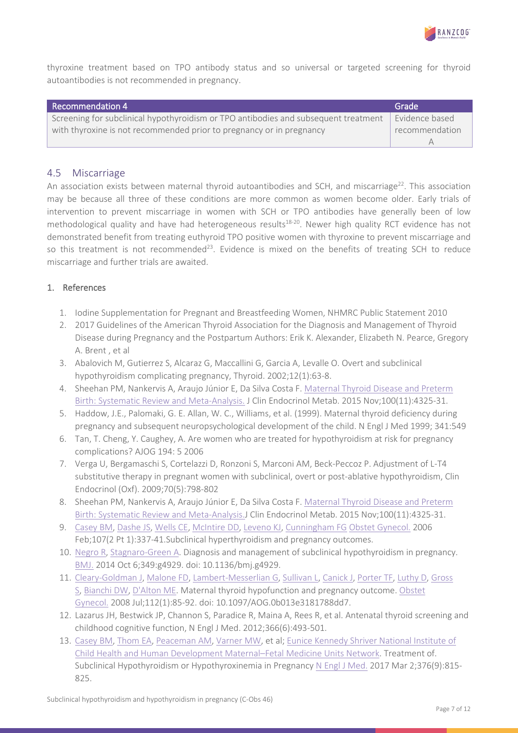thyroxine treatment based on TPO antibody status and so universal or targeted screening for thyroid autoantibodies is not recommended in pregnancy.

| Recommendation 4 | Grade |
| --- | --- |
| Screening for subclinical hypothyroidism or TPO antibodies and subsequent treatment with thyroxine is not recommended prior to pregnancy or in pregnancy | Evidence based recommendation A |

## 4.5 Miscarriage

An association exists between maternal thyroid autoantibodies and SCH, and miscarriage[22]. This association may be because all three of these conditions are more common as women become older. Early trials of intervention to prevent miscarriage in women with SCH or TPO antibodies have generally been of low methodological quality and have had heterogeneous results[18-20]. Newer high quality RCT evidence has not demonstrated benefit from treating euthyroid TPO positive women with thyroxine to prevent miscarriage and so this treatment is not recommended[23]. Evidence is mixed on the benefits of treating SCH to reduce miscarriage and further trials are awaited.

## 1. References

1. Iodine Supplementation for Pregnant and Breastfeeding Women, NHMRC Public Statement 2010
2. 2017 Guidelines of the American Thyroid Association for the Diagnosis and Management of Thyroid Disease during Pregnancy and the Postpartum Authors: Erik K. Alexander, Elizabeth N. Pearce, Gregory A. Brent , et al
3. Abalovich M, Gutierrez S, Alcaraz G, Maccallini G, Garcia A, Levalle O. Overt and subclinical hypothyroidism complicating pregnancy, Thyroid. 2002;12(1):63-8.
4. Sheehan PM, Nankervis A, Araujo Júnior E, Da Silva Costa F. Maternal Thyroid Disease and Preterm Birth: Systematic Review and Meta-Analysis. J Clin Endocrinol Metab. 2015 Nov;100(11):4325-31.
5. Haddow, J.E., Palomaki, G. E. Allan, W. C., Williams, et al. (1999). Maternal thyroid deficiency during pregnancy and subsequent neuropsychological development of the child. N Engl J Med 1999; 341:549
6. Tan, T. Cheng, Y. Caughey, A. Are women who are treated for hypothyroidism at risk for pregnancy complications? AJOG 194: 5 2006
7. Verga U, Bergamaschi S, Cortelazzi D, Ronzoni S, Marconi AM, Beck-Peccoz P. Adjustment of L-T4 substitutive therapy in pregnant women with subclinical, overt or post-ablative hypothyroidism, Clin Endocrinol (Oxf). 2009;70(5):798-802
8. Sheehan PM, Nankervis A, Araujo Júnior E, Da Silva Costa F. Maternal Thyroid Disease and Preterm Birth: Systematic Review and Meta-Analysis.J Clin Endocrinol Metab. 2015 Nov;100(11):4325-31.
9. Casey BM, Dashe JS, Wells CE, McIntire DD, Leveno KJ, Cunningham FG Obstet Gynecol. 2006 Feb;107(2 Pt 1):337-41.Subclinical hyperthyroidism and pregnancy outcomes.
10. Negro R, Stagnaro-Green A. Diagnosis and management of subclinical hypothyroidism in pregnancy. BMJ. 2014 Oct 6;349:g4929. doi: 10.1136/bmj.g4929.
11. Cleary-Goldman J, Malone FD, Lambert-Messerlian G, Sullivan L, Canick J, Porter TF, Luthy D, Gross S, Bianchi DW, D'Alton ME. Maternal thyroid hypofunction and pregnancy outcome. Obstet Gynecol. 2008 Jul;112(1):85-92. doi: 10.1097/AOG.0b013e3181788dd7.
12. Lazarus JH, Bestwick JP, Channon S, Paradice R, Maina A, Rees R, et al. Antenatal thyroid screening and childhood cognitive function, N Engl J Med. 2012;366(6):493-501.
13. Casey BM, Thom EA, Peaceman AM, Varner MW, et al; Eunice Kennedy Shriver National Institute of Child Health and Human Development Maternal–Fetal Medicine Units Network. Treatment of. Subclinical Hypothyroidism or Hypothyroxinemia in Pregnancy N Engl J Med. 2017 Mar 2;376(9):815-825.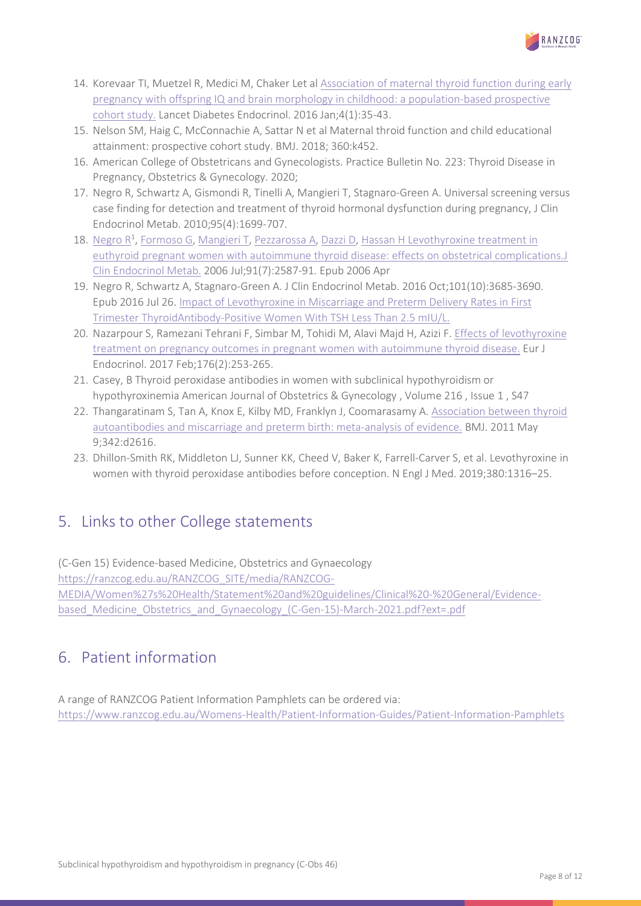14. Korevaar TI, Muetzel R, Medici M, Chaker Let al Association of maternal thyroid function during early pregnancy with offspring IQ and brain morphology in childhood: a population-based prospective cohort study. Lancet Diabetes Endocrinol. 2016 Jan;4(1):35-43.
15. Nelson SM, Haig C, McConnachie A, Sattar N et al Maternal throid function and child educational attainment: prospective cohort study. BMJ. 2018; 360:k452.
16. American College of Obstetricans and Gynecologists. Practice Bulletin No. 223: Thyroid Disease in Pregnancy, Obstetrics & Gynecology. 2020;
17. Negro R, Schwartz A, Gismondi R, Tinelli A, Mangieri T, Stagnaro-Green A. Universal screening versus case finding for detection and treatment of thyroid hormonal dysfunction during pregnancy, J Clin Endocrinol Metab. 2010;95(4):1699-707.
18. Negro R[1], Formoso G, Mangieri T, Pezzarossa A, Dazzi D, Hassan H Levothyroxine treatment in euthyroid pregnant women with autoimmune thyroid disease: effects on obstetrical complications.J Clin Endocrinol Metab. 2006 Jul;91(7):2587-91. Epub 2006 Apr
19. Negro R, Schwartz A, Stagnaro-Green A. J Clin Endocrinol Metab. 2016 Oct;101(10):3685-3690. Epub 2016 Jul 26. Impact of Levothyroxine in Miscarriage and Preterm Delivery Rates in First Trimester ThyroidAntibody-Positive Women With TSH Less Than 2.5 mIU/L.
20. Nazarpour S, Ramezani Tehrani F, Simbar M, Tohidi M, Alavi Majd H, Azizi F. Effects of levothyroxine treatment on pregnancy outcomes in pregnant women with autoimmune thyroid disease. Eur J Endocrinol. 2017 Feb;176(2):253-265.
21. Casey, B Thyroid peroxidase antibodies in women with subclinical hypothyroidism or hypothyroxinemia American Journal of Obstetrics & Gynecology , Volume 216 , Issue 1 , S47
22. Thangaratinam S, Tan A, Knox E, Kilby MD, Franklyn J, Coomarasamy A. Association between thyroid autoantibodies and miscarriage and preterm birth: meta-analysis of evidence. BMJ. 2011 May 9;342:d2616.
23. Dhillon-Smith RK, Middleton LJ, Sunner KK, Cheed V, Baker K, Farrell-Carver S, et al. Levothyroxine in women with thyroid peroxidase antibodies before conception. N Engl J Med. 2019;380:1316–25.

## 5. Links to other College statements

(C-Gen 15) Evidence-based Medicine, Obstetrics and Gynaecology
https://ranzcog.edu.au/RANZCOG_SITE/media/RANZCOG-MEDIA/Women%27s%20Health/Statement%20and%20guidelines/Clinical%20-%20General/Evidence-based_Medicine_Obstetrics_and_Gynaecology_(C-Gen-15)-March-2021.pdf?ext=.pdf

## 6. Patient information

A range of RANZCOG Patient Information Pamphlets can be ordered via:
https://www.ranzcog.edu.au/Womens-Health/Patient-Information-Guides/Patient-Information-Pamphlets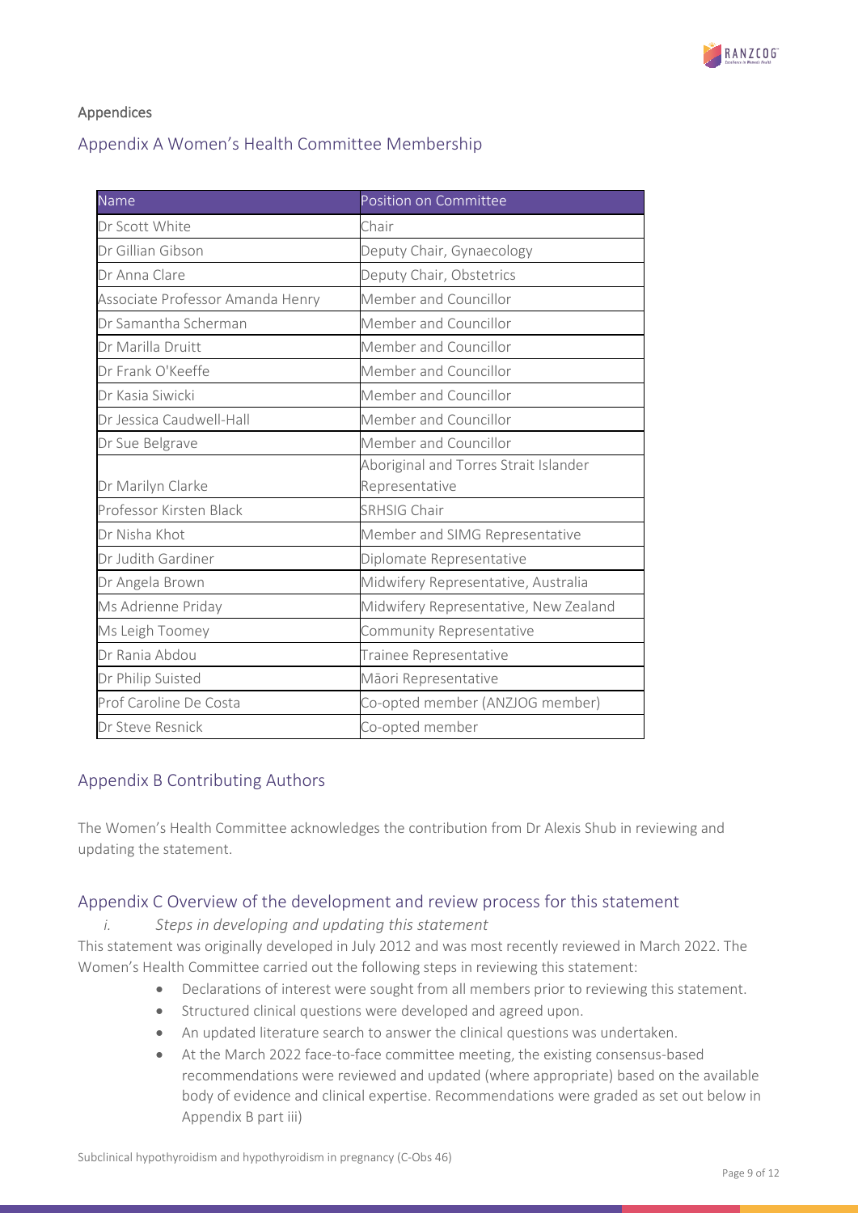## Appendices

## Appendix A Women's Health Committee Membership

| Name | Position on Committee |
|---|---|
| Dr Scott White | Chair |
| Dr Gillian Gibson | Deputy Chair, Gynaecology |
| Dr Anna Clare | Deputy Chair, Obstetrics |
| Associate Professor Amanda Henry | Member and Councillor |
| Dr Samantha Scherman | Member and Councillor |
| Dr Marilla Druitt | Member and Councillor |
| Dr Frank O'Keeffe | Member and Councillor |
| Dr Kasia Siwicki | Member and Councillor |
| Dr Jessica Caudwell-Hall | Member and Councillor |
| Dr Sue Belgrave | Member and Councillor |
| Dr Marilyn Clarke | Aboriginal and Torres Strait Islander Representative |
| Professor Kirsten Black | SRHSIG Chair |
| Dr Nisha Khot | Member and SIMG Representative |
| Dr Judith Gardiner | Diplomate Representative |
| Dr Angela Brown | Midwifery Representative, Australia |
| Ms Adrienne Priday | Midwifery Representative, New Zealand |
| Ms Leigh Toomey | Community Representative |
| Dr Rania Abdou | Trainee Representative |
| Dr Philip Suisted | Māori Representative |
| Prof Caroline De Costa | Co-opted member (ANZJOG member) |
| Dr Steve Resnick | Co-opted member |

## Appendix B Contributing Authors

The Women's Health Committee acknowledges the contribution from Dr Alexis Shub in reviewing and updating the statement.

## Appendix C Overview of the development and review process for this statement

### *i. Steps in developing and updating this statement*

This statement was originally developed in July 2012 and was most recently reviewed in March 2022. The Women's Health Committee carried out the following steps in reviewing this statement:

- Declarations of interest were sought from all members prior to reviewing this statement.
- Structured clinical questions were developed and agreed upon.
- An updated literature search to answer the clinical questions was undertaken.
- At the March 2022 face-to-face committee meeting, the existing consensus-based recommendations were reviewed and updated (where appropriate) based on the available body of evidence and clinical expertise. Recommendations were graded as set out below in Appendix B part iii)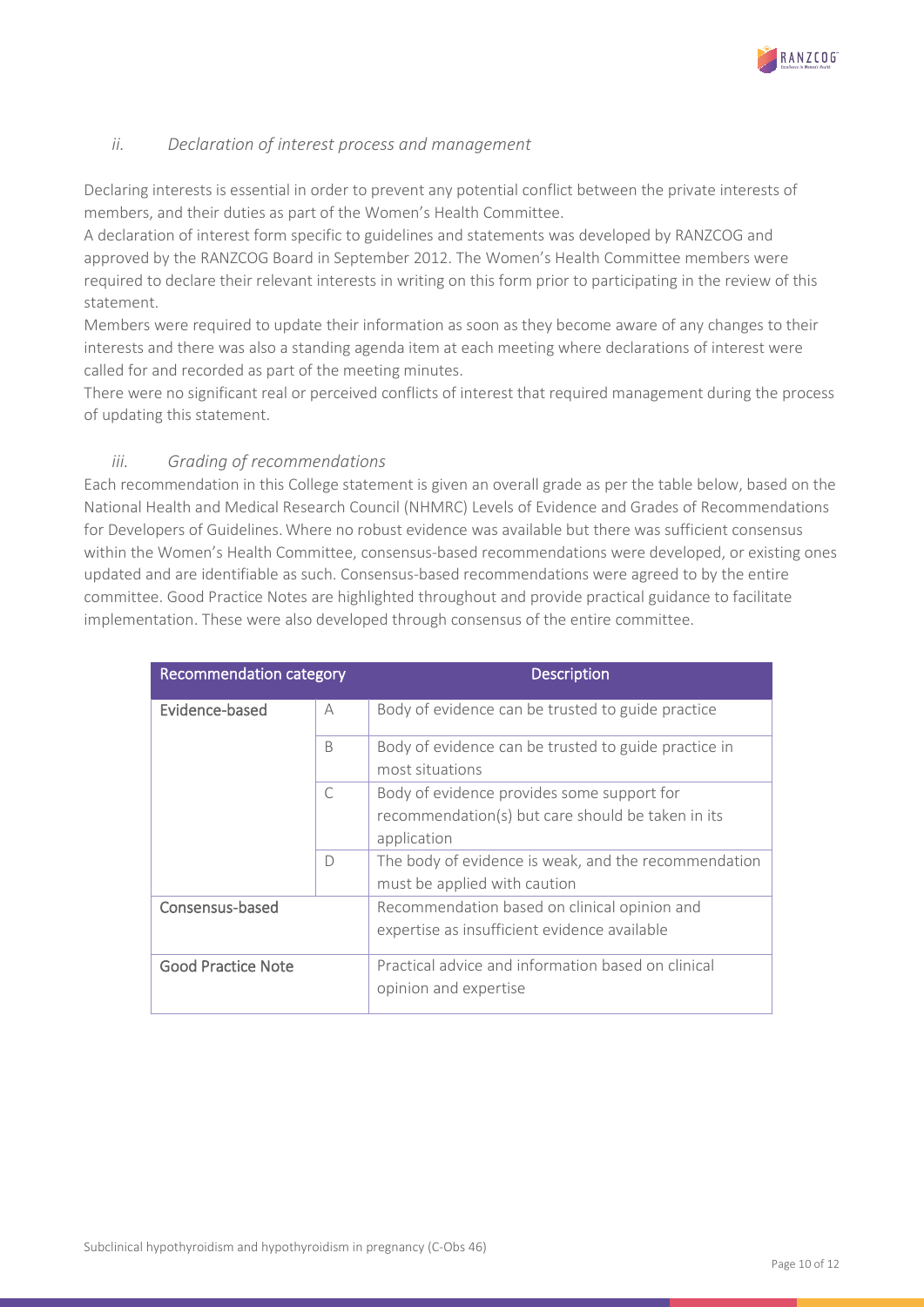### *ii. Declaration of interest process and management*

Declaring interests is essential in order to prevent any potential conflict between the private interests of members, and their duties as part of the Women's Health Committee.

A declaration of interest form specific to guidelines and statements was developed by RANZCOG and approved by the RANZCOG Board in September 2012. The Women's Health Committee members were required to declare their relevant interests in writing on this form prior to participating in the review of this statement.

Members were required to update their information as soon as they become aware of any changes to their interests and there was also a standing agenda item at each meeting where declarations of interest were called for and recorded as part of the meeting minutes.

There were no significant real or perceived conflicts of interest that required management during the process of updating this statement.

### *iii. Grading of recommendations*

Each recommendation in this College statement is given an overall grade as per the table below, based on the National Health and Medical Research Council (NHMRC) Levels of Evidence and Grades of Recommendations for Developers of Guidelines. Where no robust evidence was available but there was sufficient consensus within the Women's Health Committee, consensus-based recommendations were developed, or existing ones updated and are identifiable as such. Consensus-based recommendations were agreed to by the entire committee. Good Practice Notes are highlighted throughout and provide practical guidance to facilitate implementation. These were also developed through consensus of the entire committee.

| Recommendation category | | Description |
|---|---|---|
| Evidence-based | A | Body of evidence can be trusted to guide practice |
| | B | Body of evidence can be trusted to guide practice in most situations |
| | C | Body of evidence provides some support for recommendation(s) but care should be taken in its application |
| | D | The body of evidence is weak, and the recommendation must be applied with caution |
| Consensus-based | | Recommendation based on clinical opinion and expertise as insufficient evidence available |
| Good Practice Note | | Practical advice and information based on clinical opinion and expertise |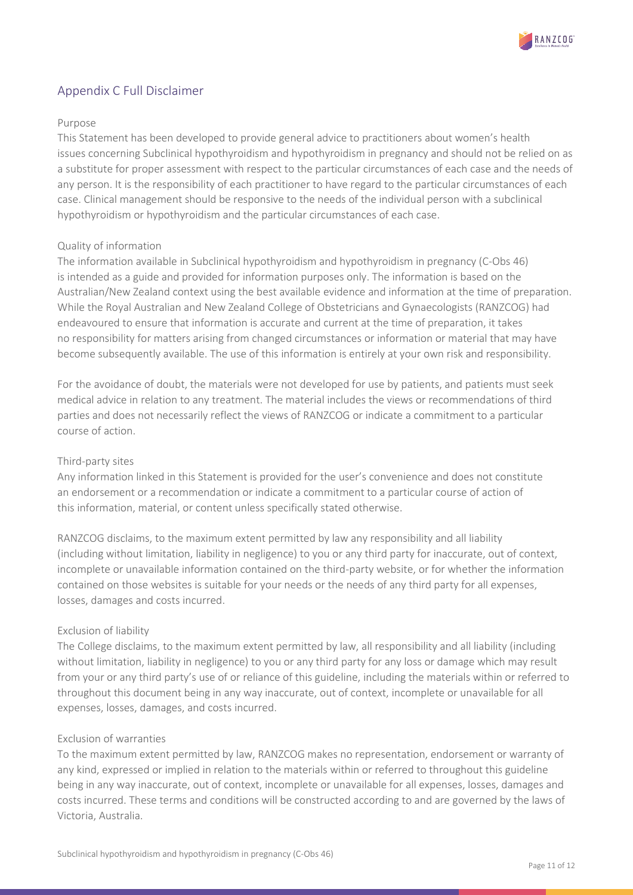## Appendix C Full Disclaimer

### Purpose

This Statement has been developed to provide general advice to practitioners about women's health issues concerning Subclinical hypothyroidism and hypothyroidism in pregnancy and should not be relied on as a substitute for proper assessment with respect to the particular circumstances of each case and the needs of any person. It is the responsibility of each practitioner to have regard to the particular circumstances of each case. Clinical management should be responsive to the needs of the individual person with a subclinical hypothyroidism or hypothyroidism and the particular circumstances of each case.

### Quality of information

The information available in Subclinical hypothyroidism and hypothyroidism in pregnancy (C-Obs 46) is intended as a guide and provided for information purposes only. The information is based on the Australian/New Zealand context using the best available evidence and information at the time of preparation. While the Royal Australian and New Zealand College of Obstetricians and Gynaecologists (RANZCOG) had endeavoured to ensure that information is accurate and current at the time of preparation, it takes no responsibility for matters arising from changed circumstances or information or material that may have become subsequently available. The use of this information is entirely at your own risk and responsibility.

For the avoidance of doubt, the materials were not developed for use by patients, and patients must seek medical advice in relation to any treatment. The material includes the views or recommendations of third parties and does not necessarily reflect the views of RANZCOG or indicate a commitment to a particular course of action.

### Third-party sites

Any information linked in this Statement is provided for the user's convenience and does not constitute an endorsement or a recommendation or indicate a commitment to a particular course of action of this information, material, or content unless specifically stated otherwise.

RANZCOG disclaims, to the maximum extent permitted by law any responsibility and all liability (including without limitation, liability in negligence) to you or any third party for inaccurate, out of context, incomplete or unavailable information contained on the third-party website, or for whether the information contained on those websites is suitable for your needs or the needs of any third party for all expenses, losses, damages and costs incurred.

### Exclusion of liability

The College disclaims, to the maximum extent permitted by law, all responsibility and all liability (including without limitation, liability in negligence) to you or any third party for any loss or damage which may result from your or any third party's use of or reliance of this guideline, including the materials within or referred to throughout this document being in any way inaccurate, out of context, incomplete or unavailable for all expenses, losses, damages, and costs incurred.

### Exclusion of warranties

To the maximum extent permitted by law, RANZCOG makes no representation, endorsement or warranty of any kind, expressed or implied in relation to the materials within or referred to throughout this guideline being in any way inaccurate, out of context, incomplete or unavailable for all expenses, losses, damages and costs incurred. These terms and conditions will be constructed according to and are governed by the laws of Victoria, Australia.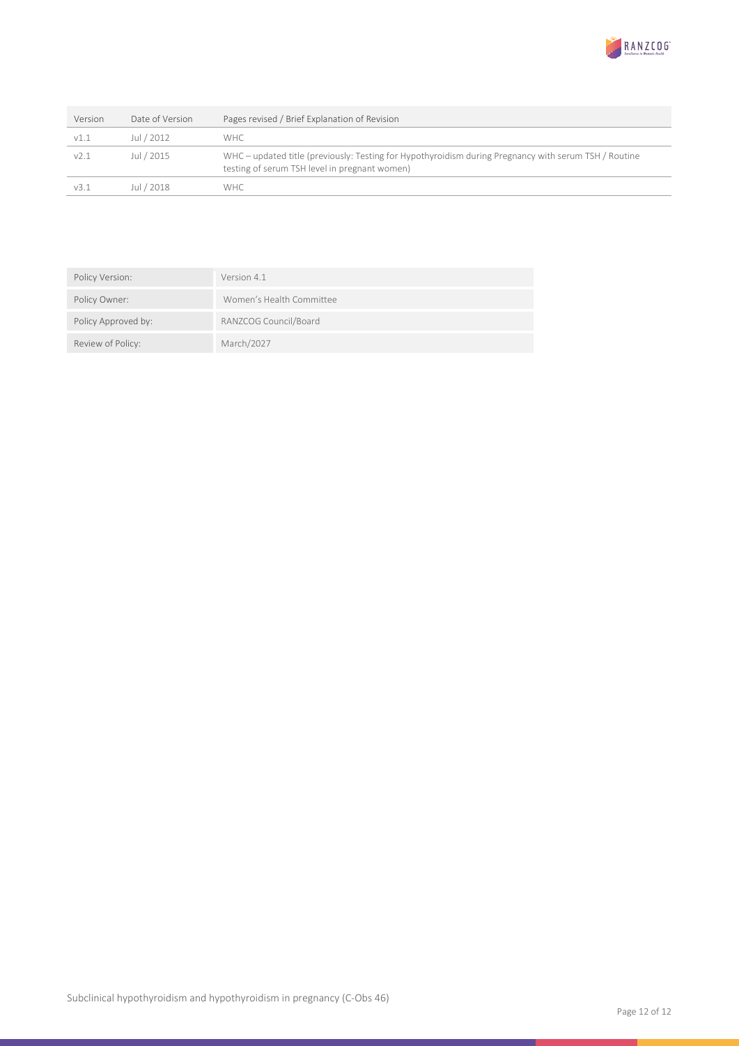| Version | Date of Version | Pages revised / Brief Explanation of Revision |
| --- | --- | --- |
| v1.1 | Jul / 2012 | WHC |
| v2.1 | Jul / 2015 | WHC – updated title (previously: Testing for Hypothyroidism during Pregnancy with serum TSH / Routine testing of serum TSH level in pregnant women) |
| v3.1 | Jul / 2018 | WHC |

| | |
| --- | --- |
| Policy Version: | Version 4.1 |
| Policy Owner: | Women's Health Committee |
| Policy Approved by: | RANZCOG Council/Board |
| Review of Policy: | March/2027 |